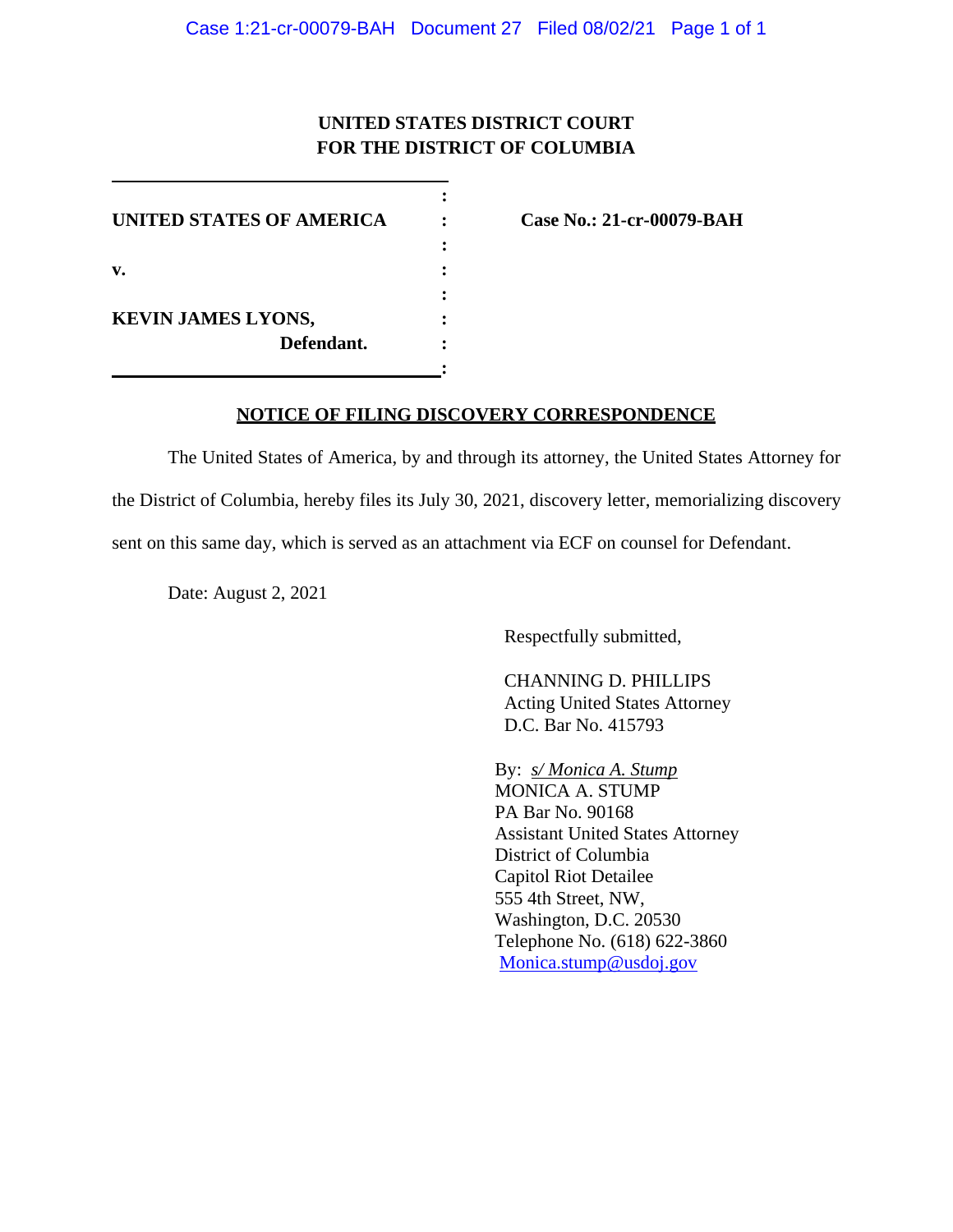**UNITED STATES DISTRICT COURT**
**FOR THE DISTRICT OF COLUMBIA**

| | | |
|---|---|---|
| **UNITED STATES OF AMERICA** | : | **Case No.: 21-cr-00079-BAH** |
| **v.** | : | |
| **KEVIN JAMES LYONS,** **Defendant.** | : | |

## NOTICE OF FILING DISCOVERY CORRESPONDENCE

The United States of America, by and through its attorney, the United States Attorney for the District of Columbia, hereby files its July 30, 2021, discovery letter, memorializing discovery sent on this same day, which is served as an attachment via ECF on counsel for Defendant.

Date: August 2, 2021

Respectfully submitted,

CHANNING D. PHILLIPS
Acting United States Attorney
D.C. Bar No. 415793

By: *s/ Monica A. Stump*
MONICA A. STUMP
PA Bar No. 90168
Assistant United States Attorney
District of Columbia
Capitol Riot Detailee
555 4th Street, NW,
Washington, D.C. 20530
Telephone No. (618) 622-3860
Monica.stump@usdoj.gov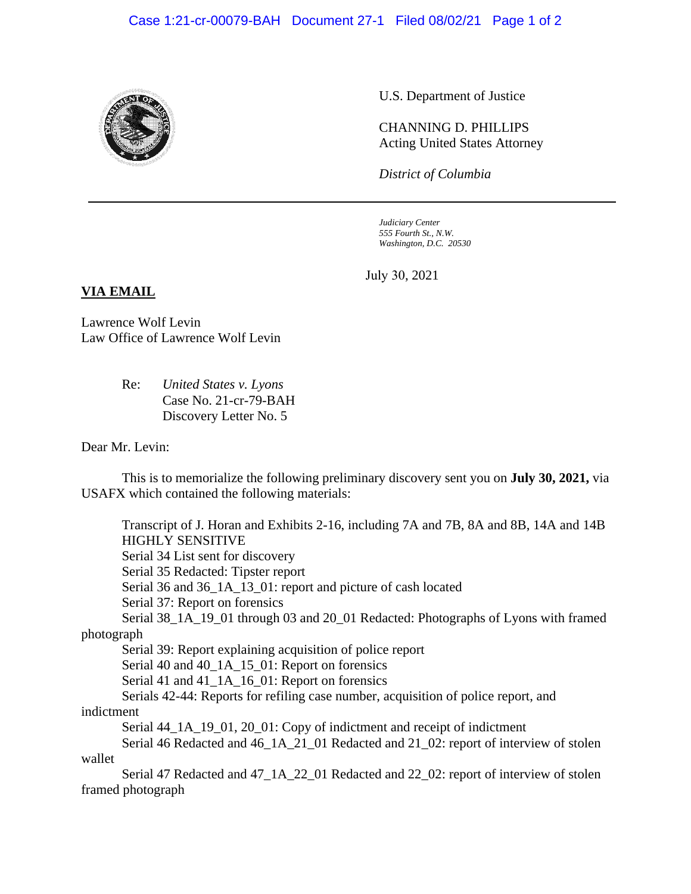U.S. Department of Justice

CHANNING D. PHILLIPS
Acting United States Attorney

*District of Columbia*

*Judiciary Center*
*555 Fourth St., N.W.*
*Washington, D.C. 20530*

July 30, 2021

**VIA EMAIL**

Lawrence Wolf Levin
Law Office of Lawrence Wolf Levin

Re: *United States v. Lyons*
Case No. 21-cr-79-BAH
Discovery Letter No. 5

Dear Mr. Levin:

This is to memorialize the following preliminary discovery sent you on **July 30, 2021,** via USAFX which contained the following materials:

Transcript of J. Horan and Exhibits 2-16, including 7A and 7B, 8A and 8B, 14A and 14B HIGHLY SENSITIVE
Serial 34 List sent for discovery
Serial 35 Redacted: Tipster report
Serial 36 and 36_1A_13_01: report and picture of cash located
Serial 37: Report on forensics
Serial 38_1A_19_01 through 03 and 20_01 Redacted: Photographs of Lyons with framed photograph
Serial 39: Report explaining acquisition of police report
Serial 40 and 40_1A_15_01: Report on forensics
Serial 41 and 41_1A_16_01: Report on forensics
Serials 42-44: Reports for refiling case number, acquisition of police report, and indictment
Serial 44_1A_19_01, 20_01: Copy of indictment and receipt of indictment
Serial 46 Redacted and 46_1A_21_01 Redacted and 21_02: report of interview of stolen wallet
Serial 47 Redacted and 47_1A_22_01 Redacted and 22_02: report of interview of stolen framed photograph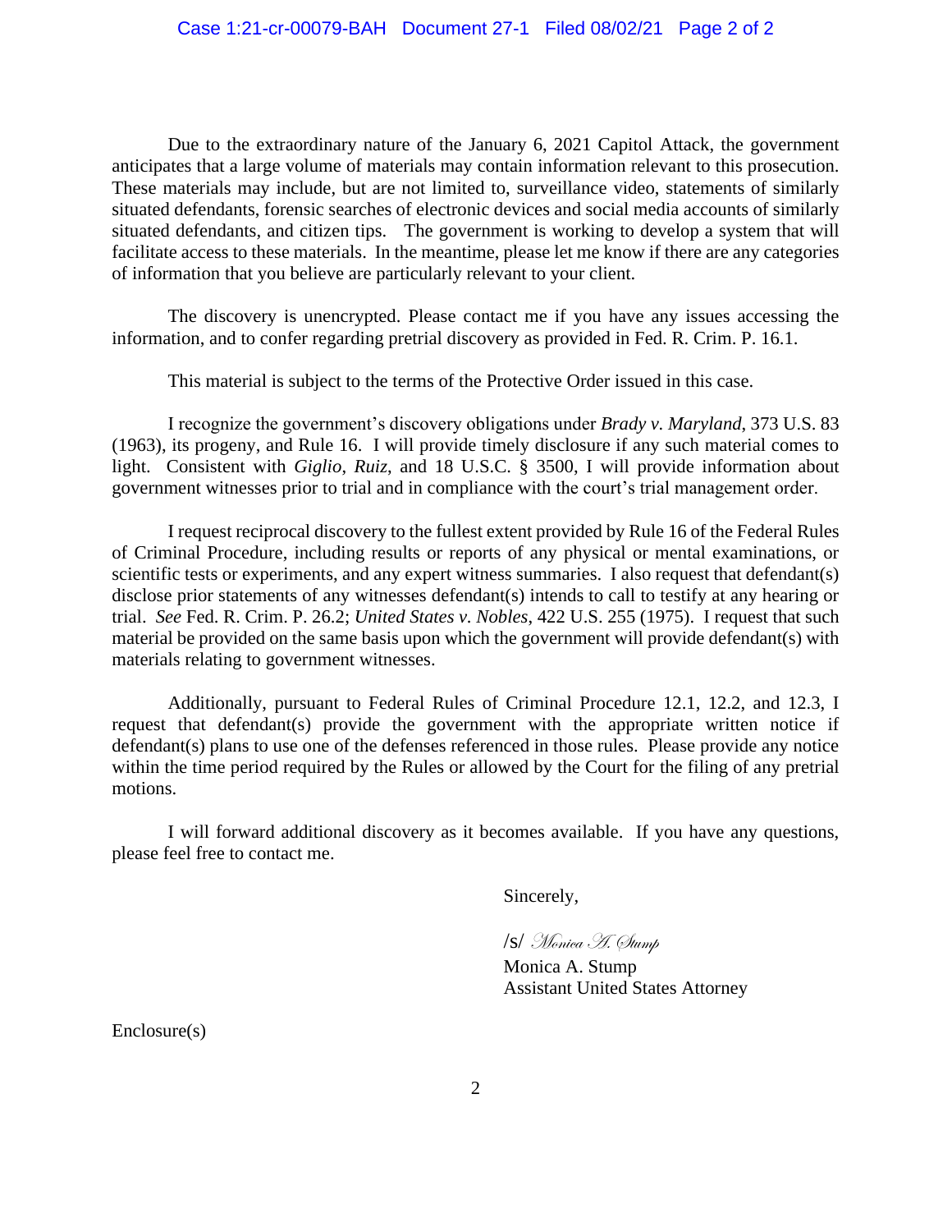Due to the extraordinary nature of the January 6, 2021 Capitol Attack, the government anticipates that a large volume of materials may contain information relevant to this prosecution. These materials may include, but are not limited to, surveillance video, statements of similarly situated defendants, forensic searches of electronic devices and social media accounts of similarly situated defendants, and citizen tips. The government is working to develop a system that will facilitate access to these materials. In the meantime, please let me know if there are any categories of information that you believe are particularly relevant to your client.

The discovery is unencrypted. Please contact me if you have any issues accessing the information, and to confer regarding pretrial discovery as provided in Fed. R. Crim. P. 16.1.

This material is subject to the terms of the Protective Order issued in this case.

I recognize the government's discovery obligations under *Brady v. Maryland*, 373 U.S. 83 (1963), its progeny, and Rule 16. I will provide timely disclosure if any such material comes to light. Consistent with *Giglio*, *Ruiz*, and 18 U.S.C. § 3500, I will provide information about government witnesses prior to trial and in compliance with the court's trial management order.

I request reciprocal discovery to the fullest extent provided by Rule 16 of the Federal Rules of Criminal Procedure, including results or reports of any physical or mental examinations, or scientific tests or experiments, and any expert witness summaries. I also request that defendant(s) disclose prior statements of any witnesses defendant(s) intends to call to testify at any hearing or trial. *See* Fed. R. Crim. P. 26.2; *United States v. Nobles*, 422 U.S. 255 (1975). I request that such material be provided on the same basis upon which the government will provide defendant(s) with materials relating to government witnesses.

Additionally, pursuant to Federal Rules of Criminal Procedure 12.1, 12.2, and 12.3, I request that defendant(s) provide the government with the appropriate written notice if defendant(s) plans to use one of the defenses referenced in those rules. Please provide any notice within the time period required by the Rules or allowed by the Court for the filing of any pretrial motions.

I will forward additional discovery as it becomes available. If you have any questions, please feel free to contact me.

Sincerely,

/s/ *Monica A. Stump*
Monica A. Stump
Assistant United States Attorney

Enclosure(s)